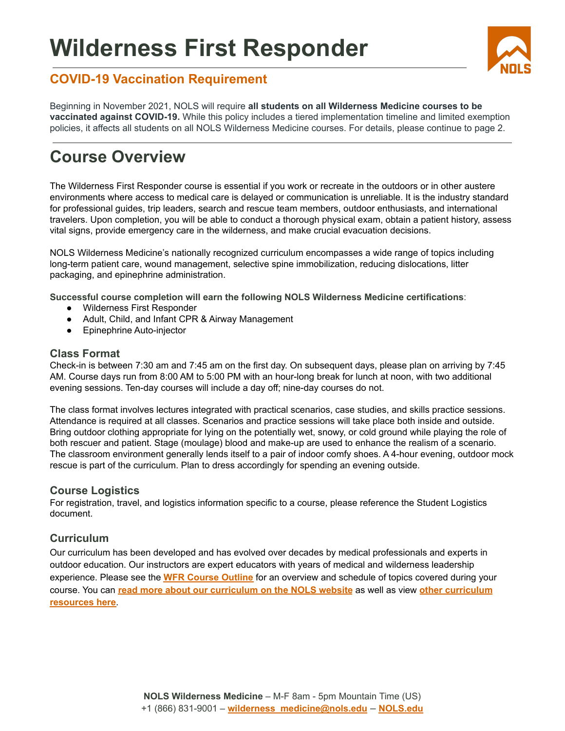# Wilderness First Responder

## COVID-19 Vaccination Requirement

Beginning in November 2021, NOLS will require **all students on all Wilderness Medicine courses to be vaccinated against COVID-19.** While this policy includes a tiered implementation timeline and limited exemption policies, it affects all students on all NOLS Wilderness Medicine courses. For details, please continue to page 2.

# Course Overview

The Wilderness First Responder course is essential if you work or recreate in the outdoors or in other austere environments where access to medical care is delayed or communication is unreliable. It is the industry standard for professional guides, trip leaders, search and rescue team members, outdoor enthusiasts, and international travelers. Upon completion, you will be able to conduct a thorough physical exam, obtain a patient history, assess vital signs, provide emergency care in the wilderness, and make crucial evacuation decisions.

NOLS Wilderness Medicine's nationally recognized curriculum encompasses a wide range of topics including long-term patient care, wound management, selective spine immobilization, reducing dislocations, litter packaging, and epinephrine administration.

**Successful course completion will earn the following NOLS Wilderness Medicine certifications**:

- Wilderness First Responder
- Adult, Child, and Infant CPR & Airway Management
- Epinephrine Auto-injector

### Class Format

Check-in is between 7:30 am and 7:45 am on the first day. On subsequent days, please plan on arriving by 7:45 AM. Course days run from 8:00 AM to 5:00 PM with an hour-long break for lunch at noon, with two additional evening sessions. Ten-day courses will include a day off; nine-day courses do not.

The class format involves lectures integrated with practical scenarios, case studies, and skills practice sessions. Attendance is required at all classes. Scenarios and practice sessions will take place both inside and outside. Bring outdoor clothing appropriate for lying on the potentially wet, snowy, or cold ground while playing the role of both rescuer and patient. Stage (moulage) blood and make-up are used to enhance the realism of a scenario. The classroom environment generally lends itself to a pair of indoor comfy shoes. A 4-hour evening, outdoor mock rescue is part of the curriculum. Plan to dress accordingly for spending an evening outside.

### Course Logistics

For registration, travel, and logistics information specific to a course, please reference the Student Logistics document.

### Curriculum

Our curriculum has been developed and has evolved over decades by medical professionals and experts in outdoor education. Our instructors are expert educators with years of medical and wilderness leadership experience. Please see the **WFR Course Outline** for an overview and schedule of topics covered during your course. You can **read more about our curriculum on the NOLS website** as well as view **other curriculum resources here**.

**NOLS Wilderness Medicine** – M-F 8am - 5pm Mountain Time (US)
+1 (866) 831-9001 – **wilderness_medicine@nols.edu** – **NOLS.edu**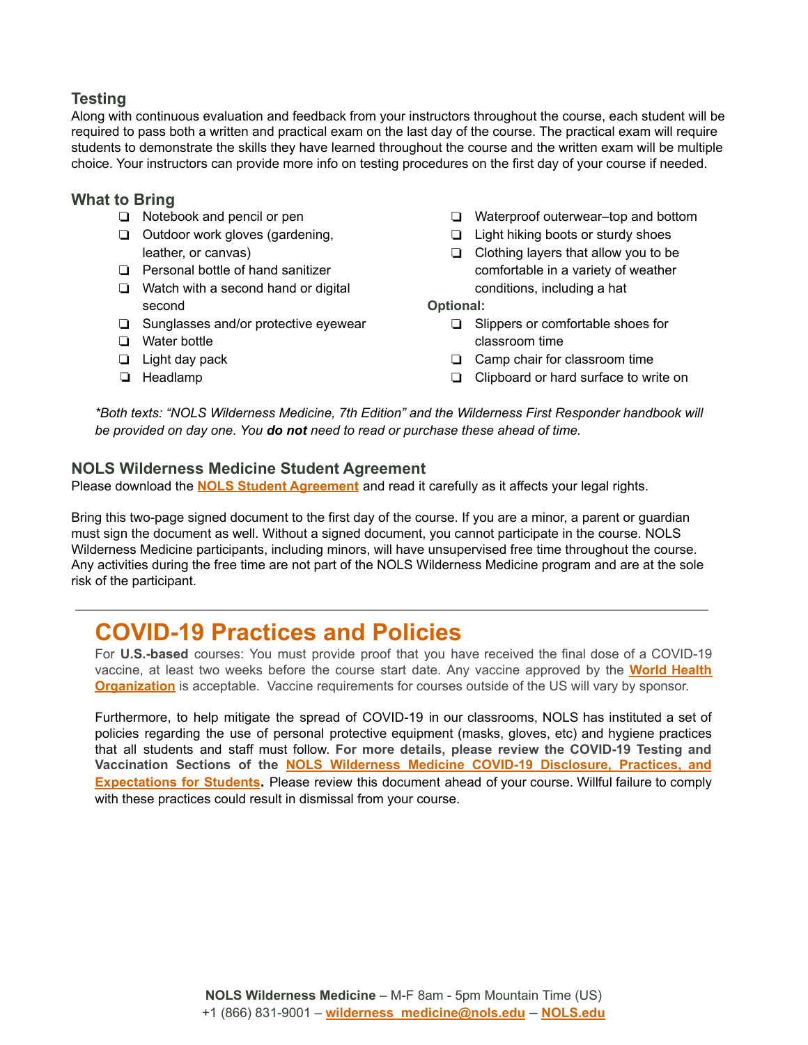### Testing

Along with continuous evaluation and feedback from your instructors throughout the course, each student will be required to pass both a written and practical exam on the last day of the course. The practical exam will require students to demonstrate the skills they have learned throughout the course and the written exam will be multiple choice. Your instructors can provide more info on testing procedures on the first day of your course if needed.

### What to Bring

- ❏ Notebook and pencil or pen
- ❏ Outdoor work gloves (gardening, leather, or canvas)
- ❏ Personal bottle of hand sanitizer
- ❏ Watch with a second hand or digital second
- ❏ Sunglasses and/or protective eyewear
- ❏ Water bottle
- ❏ Light day pack
- ❏ Headlamp
- ❏ Waterproof outerwear–top and bottom
- ❏ Light hiking boots or sturdy shoes
- ❏ Clothing layers that allow you to be comfortable in a variety of weather conditions, including a hat

**Optional:**

- ❏ Slippers or comfortable shoes for classroom time
- ❏ Camp chair for classroom time
- ❏ Clipboard or hard surface to write on

*\*Both texts: "NOLS Wilderness Medicine, 7th Edition" and the Wilderness First Responder handbook will be provided on day one. You **do not** need to read or purchase these ahead of time.*

### NOLS Wilderness Medicine Student Agreement

Please download the **NOLS Student Agreement** and read it carefully as it affects your legal rights.

Bring this two-page signed document to the first day of the course. If you are a minor, a parent or guardian must sign the document as well. Without a signed document, you cannot participate in the course. NOLS Wilderness Medicine participants, including minors, will have unsupervised free time throughout the course. Any activities during the free time are not part of the NOLS Wilderness Medicine program and are at the sole risk of the participant.

---

## COVID-19 Practices and Policies

For **U.S.-based** courses: You must provide proof that you have received the final dose of a COVID-19 vaccine, at least two weeks before the course start date. Any vaccine approved by the **World Health Organization** is acceptable. Vaccine requirements for courses outside of the US will vary by sponsor.

Furthermore, to help mitigate the spread of COVID-19 in our classrooms, NOLS has instituted a set of policies regarding the use of personal protective equipment (masks, gloves, etc) and hygiene practices that all students and staff must follow. **For more details, please review the COVID-19 Testing and Vaccination Sections of the NOLS Wilderness Medicine COVID-19 Disclosure, Practices, and Expectations for Students.** Please review this document ahead of your course. Willful failure to comply with these practices could result in dismissal from your course.

**NOLS Wilderness Medicine** – M-F 8am - 5pm Mountain Time (US)
+1 (866) 831-9001 – **wilderness_medicine@nols.edu** – **NOLS.edu**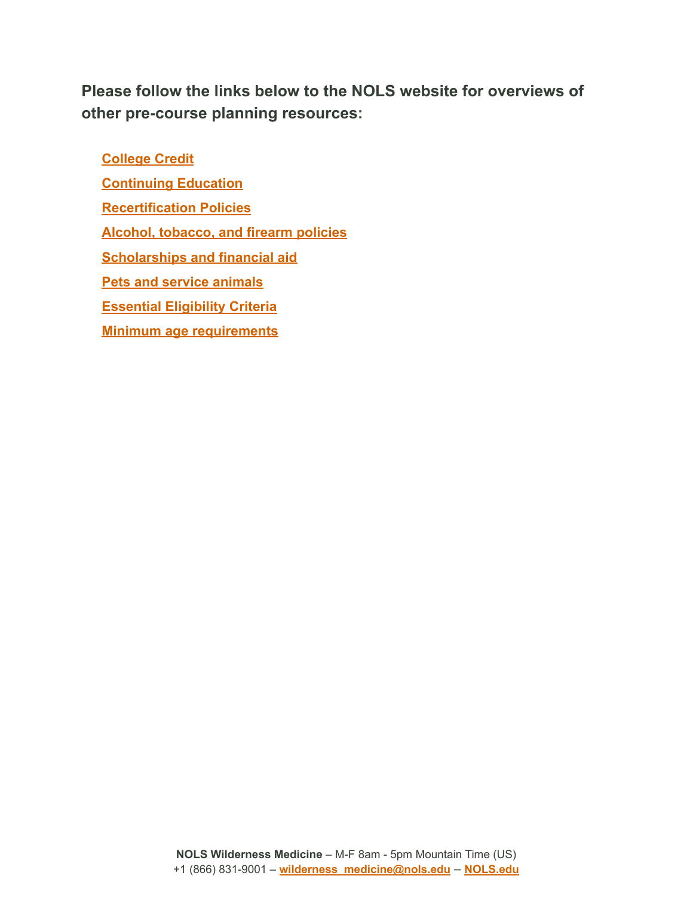**Please follow the links below to the NOLS website for overviews of other pre-course planning resources:**

- **College Credit**
- **Continuing Education**
- **Recertification Policies**
- **Alcohol, tobacco, and firearm policies**
- **Scholarships and financial aid**
- **Pets and service animals**
- **Essential Eligibility Criteria**
- **Minimum age requirements**

**NOLS Wilderness Medicine** – M-F 8am - 5pm Mountain Time (US)
+1 (866) 831-9001 – **wilderness_medicine@nols.edu** – **NOLS.edu**